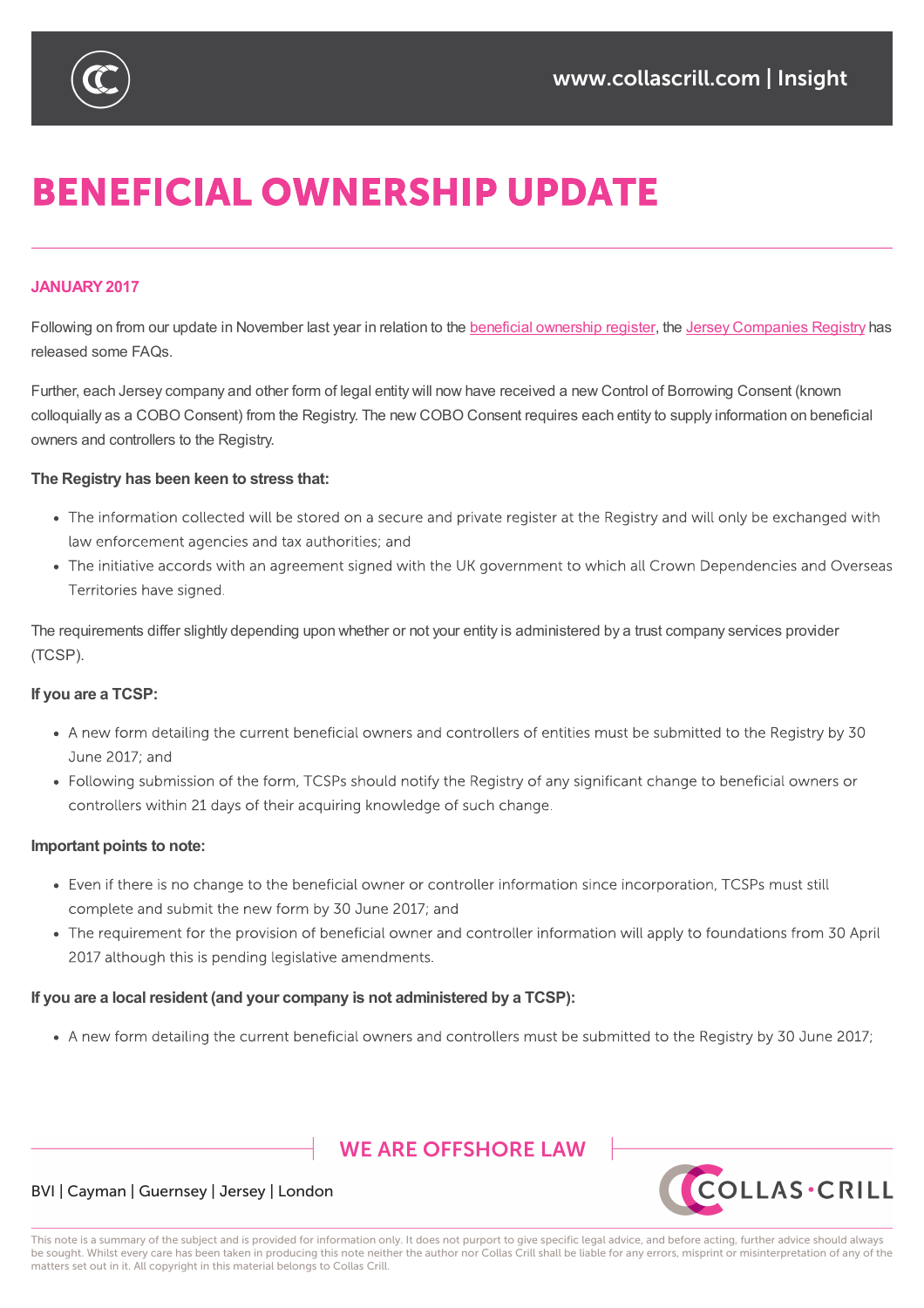# BENEFICIAL OWNERSHIP UPDATE

**JANUARY 2017**

Following on from our update in November last year in relation to the beneficial ownership register, the Jersey Companies Registry has released some FAQs.

Further, each Jersey company and other form of legal entity will now have received a new Control of Borrowing Consent (known colloquially as a COBO Consent) from the Registry. The new COBO Consent requires each entity to supply information on beneficial owners and controllers to the Registry.

**The Registry has been keen to stress that:**

- The information collected will be stored on a secure and private register at the Registry and will only be exchanged with law enforcement agencies and tax authorities; and
- The initiative accords with an agreement signed with the UK government to which all Crown Dependencies and Overseas Territories have signed.

The requirements differ slightly depending upon whether or not your entity is administered by a trust company services provider (TCSP).

**If you are a TCSP:**

- A new form detailing the current beneficial owners and controllers of entities must be submitted to the Registry by 30 June 2017; and
- Following submission of the form, TCSPs should notify the Registry of any significant change to beneficial owners or controllers within 21 days of their acquiring knowledge of such change.

**Important points to note:**

- Even if there is no change to the beneficial owner or controller information since incorporation, TCSPs must still complete and submit the new form by 30 June 2017; and
- The requirement for the provision of beneficial owner and controller information will apply to foundations from 30 April 2017 although this is pending legislative amendments.

**If you are a local resident (and your company is not administered by a TCSP):**

- A new form detailing the current beneficial owners and controllers must be submitted to the Registry by 30 June 2017;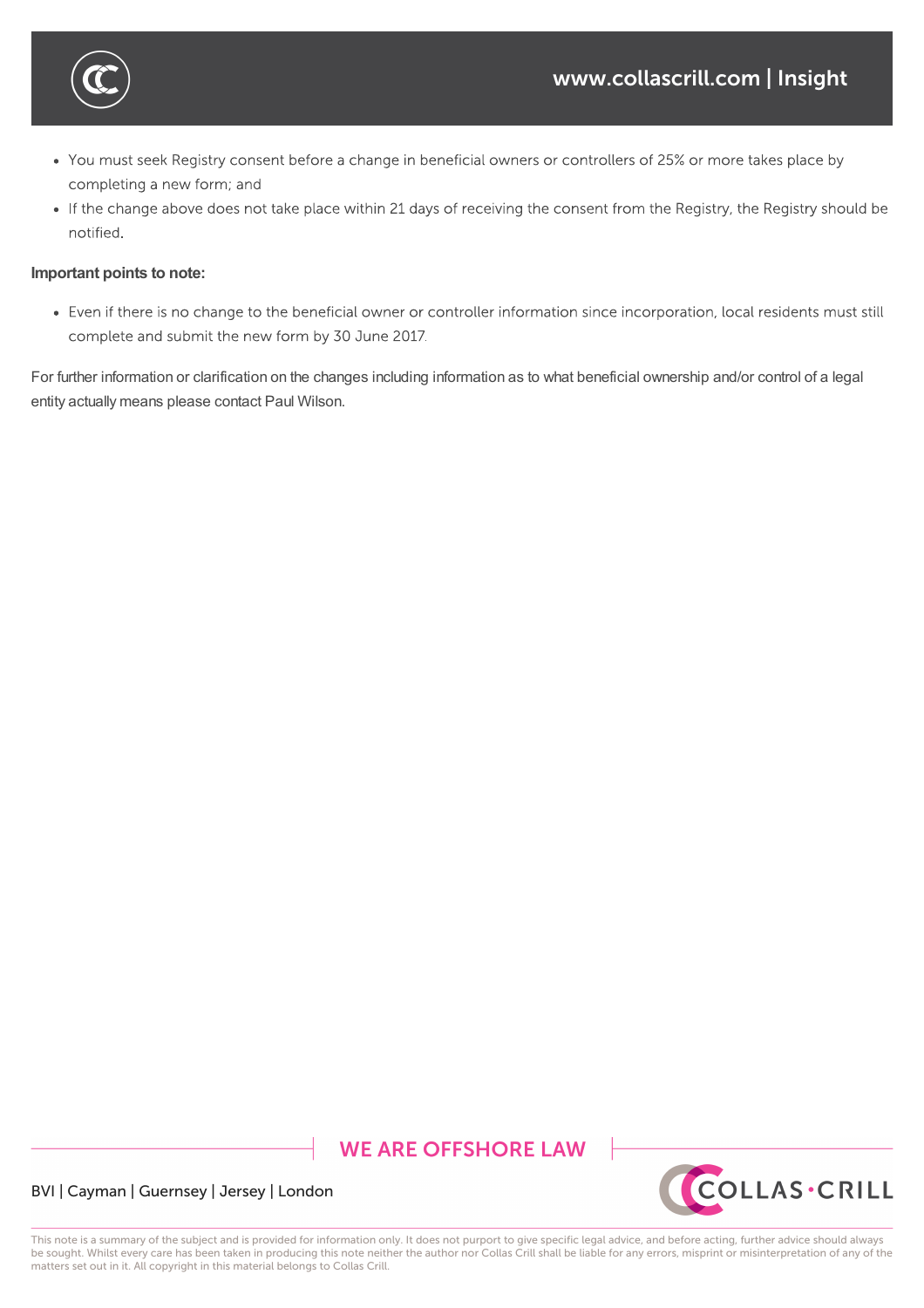- You must seek Registry consent before a change in beneficial owners or controllers of 25% or more takes place by completing a new form; and
- If the change above does not take place within 21 days of receiving the consent from the Registry, the Registry should be notified.

**Important points to note:**

- Even if there is no change to the beneficial owner or controller information since incorporation, local residents must still complete and submit the new form by 30 June 2017.

For further information or clarification on the changes including information as to what beneficial ownership and/or control of a legal entity actually means please contact Paul Wilson.